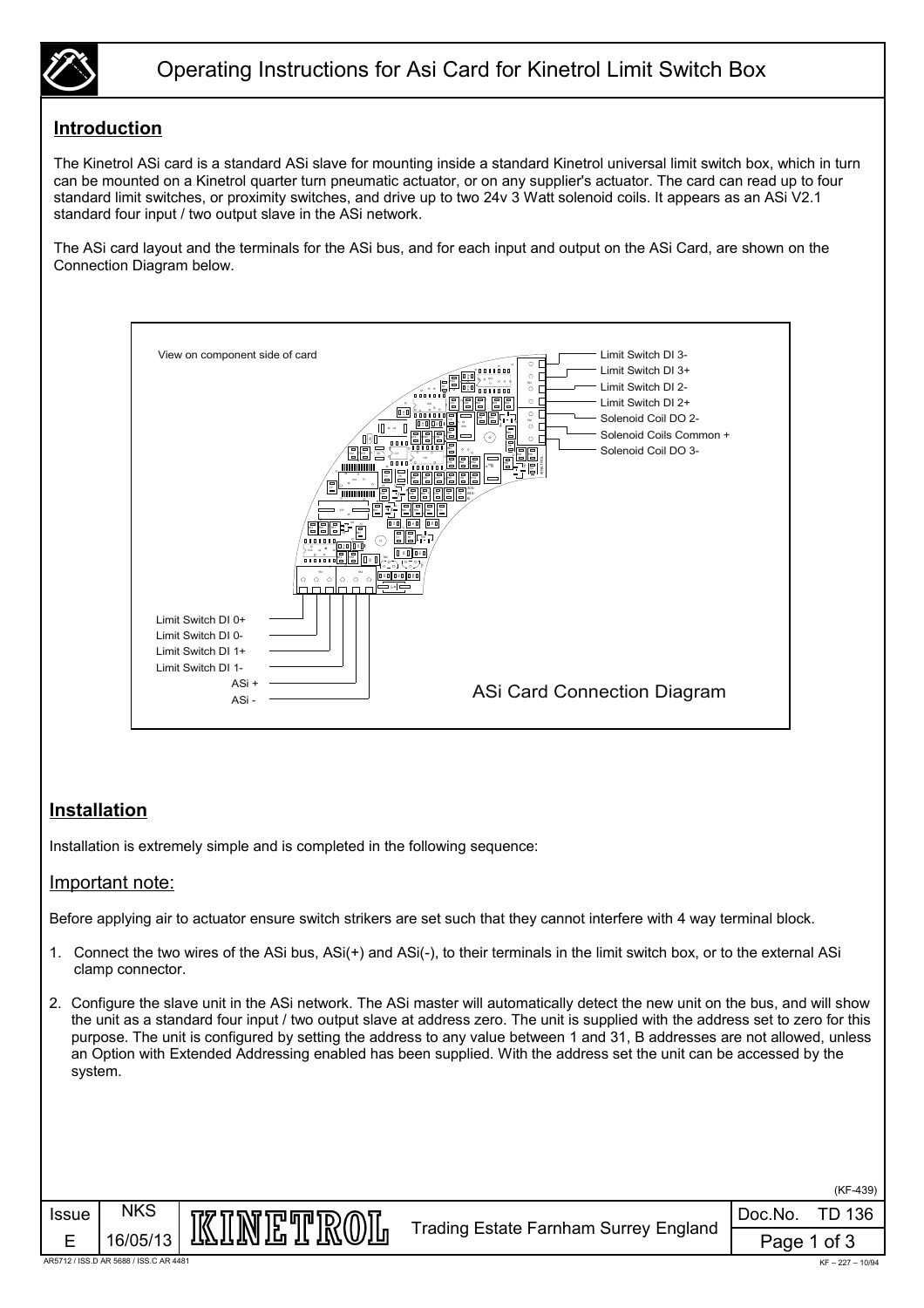# Operating Instructions for Asi Card for Kinetrol Limit Switch Box

## Introduction

The Kinetrol ASi card is a standard ASi slave for mounting inside a standard Kinetrol universal limit switch box, which in turn can be mounted on a Kinetrol quarter turn pneumatic actuator, or on any supplier's actuator. The card can read up to four standard limit switches, or proximity switches, and drive up to two 24v 3 Watt solenoid coils. It appears as an ASi V2.1 standard four input / two output slave in the ASi network.

The ASi card layout and the terminals for the ASi bus, and for each input and output on the ASi Card, are shown on the Connection Diagram below.

View on component side of card

- Limit Switch DI 3-
- Limit Switch DI 3+
- Limit Switch DI 2-
- Limit Switch DI 2+
- Solenoid Coil DO 2-
- Solenoid Coils Common +
- Solenoid Coil DO 3-

- Limit Switch DI 0+
- Limit Switch DI 0-
- Limit Switch DI 1+
- Limit Switch DI 1-
- ASi +
- ASi -

ASi Card Connection Diagram

## Installation

Installation is extremely simple and is completed in the following sequence:

### Important note:

Before applying air to actuator ensure switch strikers are set such that they cannot interfere with 4 way terminal block.

1. Connect the two wires of the ASi bus, ASi(+) and ASi(-), to their terminals in the limit switch box, or to the external ASi clamp connector.

2. Configure the slave unit in the ASi network. The ASi master will automatically detect the new unit on the bus, and will show the unit as a standard four input / two output slave at address zero. The unit is supplied with the address set to zero for this purpose. The unit is configured by setting the address to any value between 1 and 31, B addresses are not allowed, unless an Option with Extended Addressing enabled has been supplied. With the address set the unit can be accessed by the system.

(KF-439)

| Issue | NKS | KINETROL | Trading Estate Farnham Surrey England | Doc.No. TD 136 |
|---|---|---|---|---|
| E | 16/05/13 | | | |

AR5712 / ISS.D AR 5688 / ISS.C AR 4481

KF – 227 – 10/94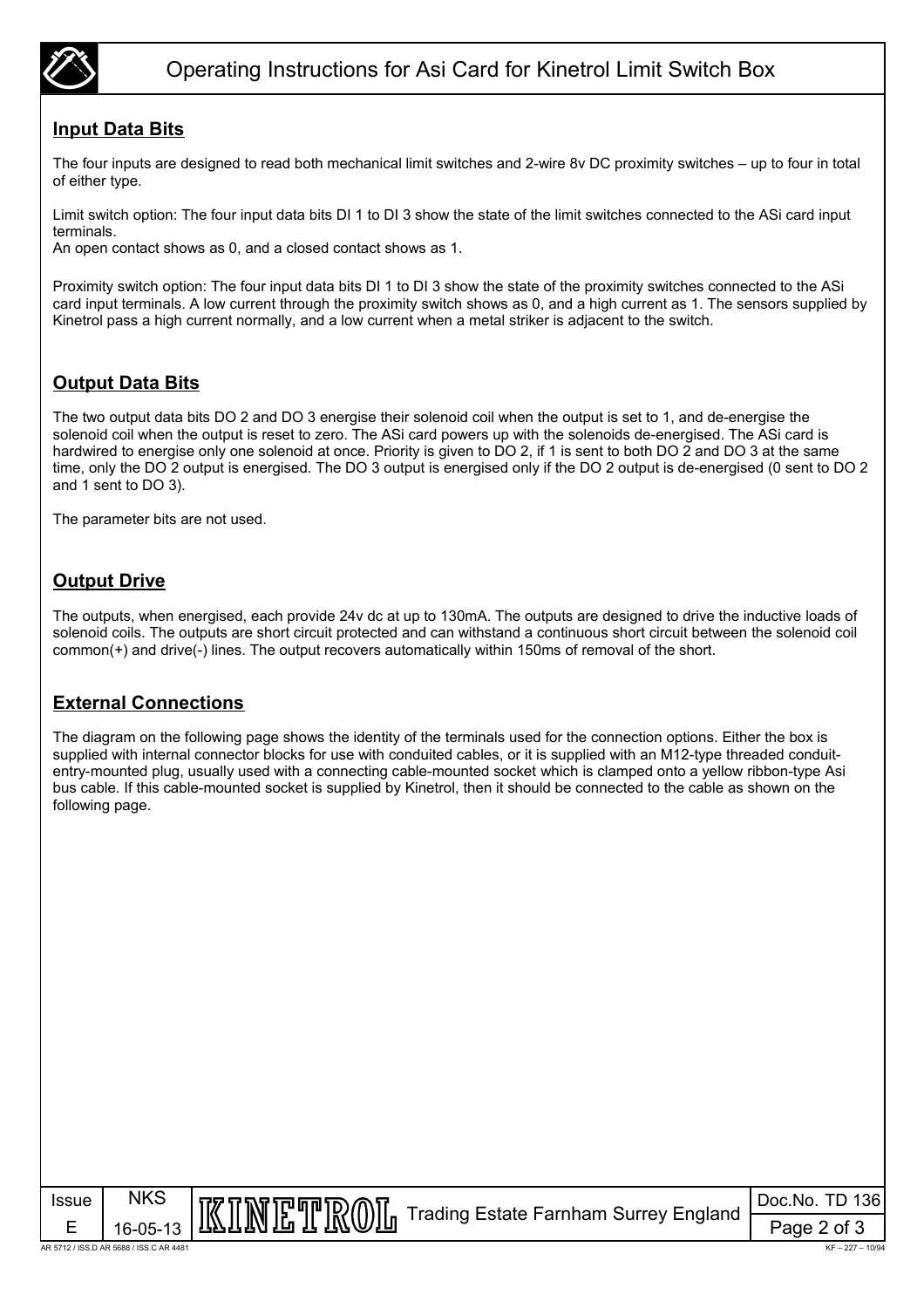## Input Data Bits

The four inputs are designed to read both mechanical limit switches and 2-wire 8v DC proximity switches – up to four in total of either type.

Limit switch option: The four input data bits DI 1 to DI 3 show the state of the limit switches connected to the ASi card input terminals.
An open contact shows as 0, and a closed contact shows as 1.

Proximity switch option: The four input data bits DI 1 to DI 3 show the state of the proximity switches connected to the ASi card input terminals. A low current through the proximity switch shows as 0, and a high current as 1. The sensors supplied by Kinetrol pass a high current normally, and a low current when a metal striker is adjacent to the switch.

## Output Data Bits

The two output data bits DO 2 and DO 3 energise their solenoid coil when the output is set to 1, and de-energise the solenoid coil when the output is reset to zero. The ASi card powers up with the solenoids de-energised. The ASi card is hardwired to energise only one solenoid at once. Priority is given to DO 2, if 1 is sent to both DO 2 and DO 3 at the same time, only the DO 2 output is energised. The DO 3 output is energised only if the DO 2 output is de-energised (0 sent to DO 2 and 1 sent to DO 3).

The parameter bits are not used.

## Output Drive

The outputs, when energised, each provide 24v dc at up to 130mA. The outputs are designed to drive the inductive loads of solenoid coils. The outputs are short circuit protected and can withstand a continuous short circuit between the solenoid coil common(+) and drive(-) lines. The output recovers automatically within 150ms of removal of the short.

## External Connections

The diagram on the following page shows the identity of the terminals used for the connection options. Either the box is supplied with internal connector blocks for use with conduited cables, or it is supplied with an M12-type threaded conduit-entry-mounted plug, usually used with a connecting cable-mounted socket which is clamped onto a yellow ribbon-type Asi bus cable. If this cable-mounted socket is supplied by Kinetrol, then it should be connected to the cable as shown on the following page.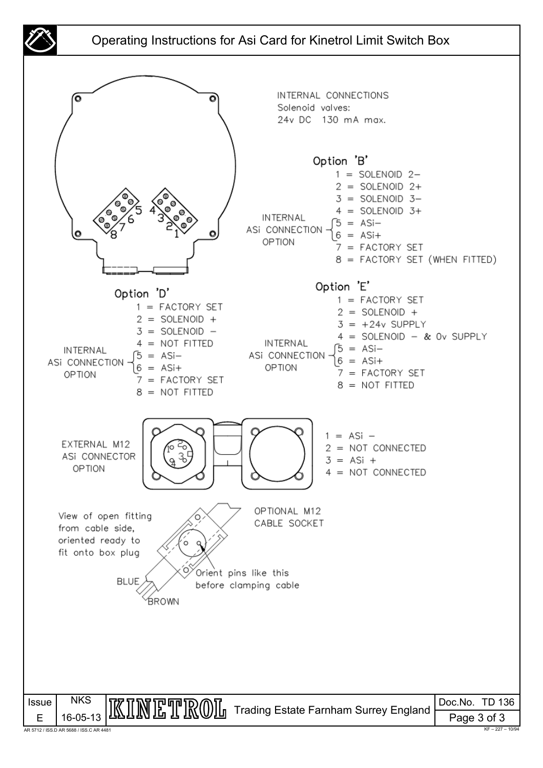# Operating Instructions for Asi Card for Kinetrol Limit Switch Box

INTERNAL CONNECTIONS
Solenoid valves:
24v DC 130 mA max.

**Option 'B'**

1 = SOLENOID 2−
2 = SOLENOID 2+
3 = SOLENOID 3−
4 = SOLENOID 3+
5 = ASi− (INTERNAL ASi CONNECTION OPTION)
6 = ASi+ (INTERNAL ASi CONNECTION OPTION)
7 = FACTORY SET
8 = FACTORY SET (WHEN FITTED)

**Option 'D'**

1 = FACTORY SET
2 = SOLENOID +
3 = SOLENOID −
4 = NOT FITTED
5 = ASi− (INTERNAL ASi CONNECTION OPTION)
6 = ASi+ (INTERNAL ASi CONNECTION OPTION)
7 = FACTORY SET
8 = NOT FITTED

**Option 'E'**

1 = FACTORY SET
2 = SOLENOID +
3 = +24v SUPPLY
4 = SOLENOID − & 0v SUPPLY
5 = ASi− (INTERNAL ASi CONNECTION OPTION)
6 = ASi+ (INTERNAL ASi CONNECTION OPTION)
7 = FACTORY SET
8 = NOT FITTED

**EXTERNAL M12 ASi CONNECTOR OPTION**

1 = ASi −
2 = NOT CONNECTED
3 = ASi +
4 = NOT CONNECTED

OPTIONAL M12 CABLE SOCKET

View of open fitting from cable side, oriented ready to fit onto box plug

Orient pins like this before clamping cable

BLUE

BROWN

| Issue | NKS | KINETROL Trading Estate Farnham Surrey England | Doc.No. TD 136 |
|---|---|---|---|
| E | 16-05-13 | | |

AR 5712 / ISS.D AR 5688 / ISS.C AR 4481

KF – 227 – 10/94